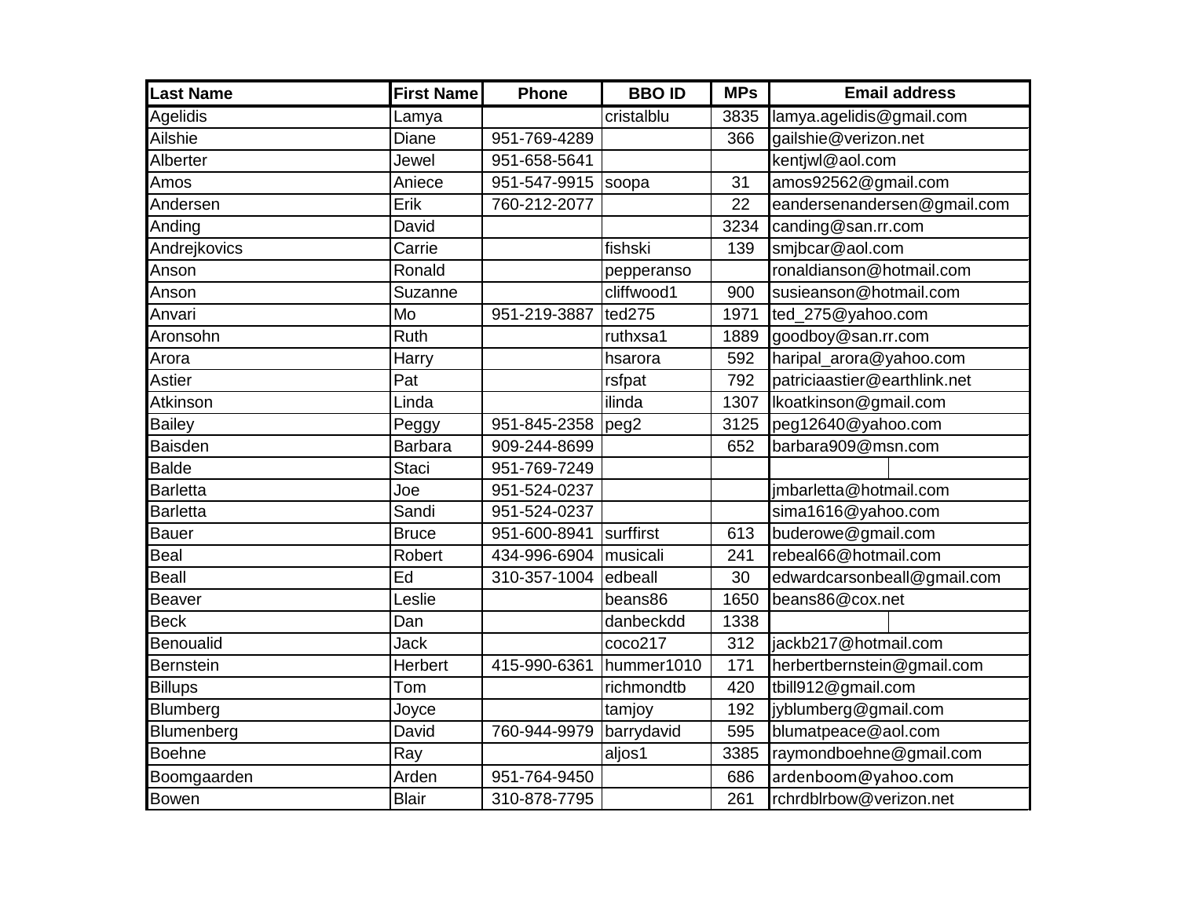| Last Name | First Name | Phone | BBO ID | MPs | Email address |
| --- | --- | --- | --- | --- | --- |
| Agelidis | Lamya | | cristalblu | 3835 | lamya.agelidis@gmail.com |
| Ailshie | Diane | 951-769-4289 | | 366 | gailshie@verizon.net |
| Alberter | Jewel | 951-658-5641 | | | kentjwl@aol.com |
| Amos | Aniece | 951-547-9915 | soopa | 31 | amos92562@gmail.com |
| Andersen | Erik | 760-212-2077 | | 22 | eandersenandersen@gmail.com |
| Anding | David | | | 3234 | canding@san.rr.com |
| Andrejkovics | Carrie | | fishski | 139 | smjbcar@aol.com |
| Anson | Ronald | | pepperanso | | ronaldianson@hotmail.com |
| Anson | Suzanne | | cliffwood1 | 900 | susieanson@hotmail.com |
| Anvari | Mo | 951-219-3887 | ted275 | 1971 | ted_275@yahoo.com |
| Aronsohn | Ruth | | ruthxsa1 | 1889 | goodboy@san.rr.com |
| Arora | Harry | | hsarora | 592 | haripal_arora@yahoo.com |
| Astier | Pat | | rsfpat | 792 | patriciaastier@earthlink.net |
| Atkinson | Linda | | ilinda | 1307 | lkoatkinson@gmail.com |
| Bailey | Peggy | 951-845-2358 | peg2 | 3125 | peg12640@yahoo.com |
| Baisden | Barbara | 909-244-8699 | | 652 | barbara909@msn.com |
| Balde | Staci | 951-769-7249 | | | |
| Barletta | Joe | 951-524-0237 | | | jmbarletta@hotmail.com |
| Barletta | Sandi | 951-524-0237 | | | sima1616@yahoo.com |
| Bauer | Bruce | 951-600-8941 | surffirst | 613 | buderowe@gmail.com |
| Beal | Robert | 434-996-6904 | musicali | 241 | rebeal66@hotmail.com |
| Beall | Ed | 310-357-1004 | edbeall | 30 | edwardcarsonbeall@gmail.com |
| Beaver | Leslie | | beans86 | 1650 | beans86@cox.net |
| Beck | Dan | | danbeckdd | 1338 | |
| Benoualid | Jack | | coco217 | 312 | jackb217@hotmail.com |
| Bernstein | Herbert | 415-990-6361 | hummer1010 | 171 | herbertbernstein@gmail.com |
| Billups | Tom | | richmondtb | 420 | tbill912@gmail.com |
| Blumberg | Joyce | | tamjoy | 192 | jyblumberg@gmail.com |
| Blumenberg | David | 760-944-9979 | barrydavid | 595 | blumatpeace@aol.com |
| Boehne | Ray | | aljos1 | 3385 | raymondboehne@gmail.com |
| Boomgaarden | Arden | 951-764-9450 | | 686 | ardenboom@yahoo.com |
| Bowen | Blair | 310-878-7795 | | 261 | rchrdblrbow@verizon.net |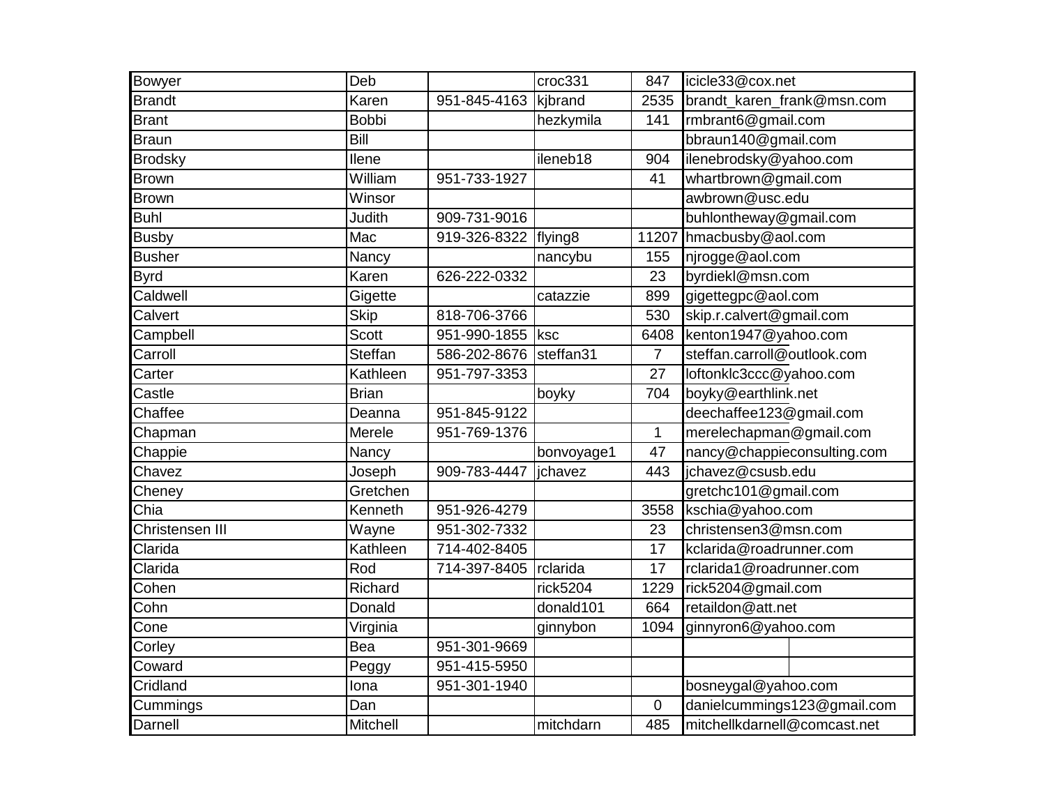| | | | | | |
|---|---|---|---|---|---|
| Bowyer | Deb | | croc331 | 847 | icicle33@cox.net |
| Brandt | Karen | 951-845-4163 | kjbrand | 2535 | brandt_karen_frank@msn.com |
| Brant | Bobbi | | hezkymila | 141 | rmbrant6@gmail.com |
| Braun | Bill | | | | bbraun140@gmail.com |
| Brodsky | Ilene | | ileneb18 | 904 | ilenebrodsky@yahoo.com |
| Brown | William | 951-733-1927 | | 41 | whartbrown@gmail.com |
| Brown | Winsor | | | | awbrown@usc.edu |
| Buhl | Judith | 909-731-9016 | | | buhlontheway@gmail.com |
| Busby | Mac | 919-326-8322 | flying8 | 11207 | hmacbusby@aol.com |
| Busher | Nancy | | nancybu | 155 | njrogge@aol.com |
| Byrd | Karen | 626-222-0332 | | 23 | byrdiekl@msn.com |
| Caldwell | Gigette | | catazzie | 899 | gigettegpc@aol.com |
| Calvert | Skip | 818-706-3766 | | 530 | skip.r.calvert@gmail.com |
| Campbell | Scott | 951-990-1855 | ksc | 6408 | kenton1947@yahoo.com |
| Carroll | Steffan | 586-202-8676 | steffan31 | 7 | steffan.carroll@outlook.com |
| Carter | Kathleen | 951-797-3353 | | 27 | loftonklc3ccc@yahoo.com |
| Castle | Brian | | boyky | 704 | boyky@earthlink.net |
| Chaffee | Deanna | 951-845-9122 | | | deechaffee123@gmail.com |
| Chapman | Merele | 951-769-1376 | | 1 | merelechapman@gmail.com |
| Chappie | Nancy | | bonvoyage1 | 47 | nancy@chappieconsulting.com |
| Chavez | Joseph | 909-783-4447 | jchavez | 443 | jchavez@csusb.edu |
| Cheney | Gretchen | | | | gretchc101@gmail.com |
| Chia | Kenneth | 951-926-4279 | | 3558 | kschia@yahoo.com |
| Christensen III | Wayne | 951-302-7332 | | 23 | christensen3@msn.com |
| Clarida | Kathleen | 714-402-8405 | | 17 | kclarida@roadrunner.com |
| Clarida | Rod | 714-397-8405 | rclarida | 17 | rclarida1@roadrunner.com |
| Cohen | Richard | | rick5204 | 1229 | rick5204@gmail.com |
| Cohn | Donald | | donald101 | 664 | retaildon@att.net |
| Cone | Virginia | | ginnybon | 1094 | ginnyron6@yahoo.com |
| Corley | Bea | 951-301-9669 | | | |
| Coward | Peggy | 951-415-5950 | | | |
| Cridland | Iona | 951-301-1940 | | | bosneygal@yahoo.com |
| Cummings | Dan | | | 0 | danielcummings123@gmail.com |
| Darnell | Mitchell | | mitchdarn | 485 | mitchellkdarnell@comcast.net |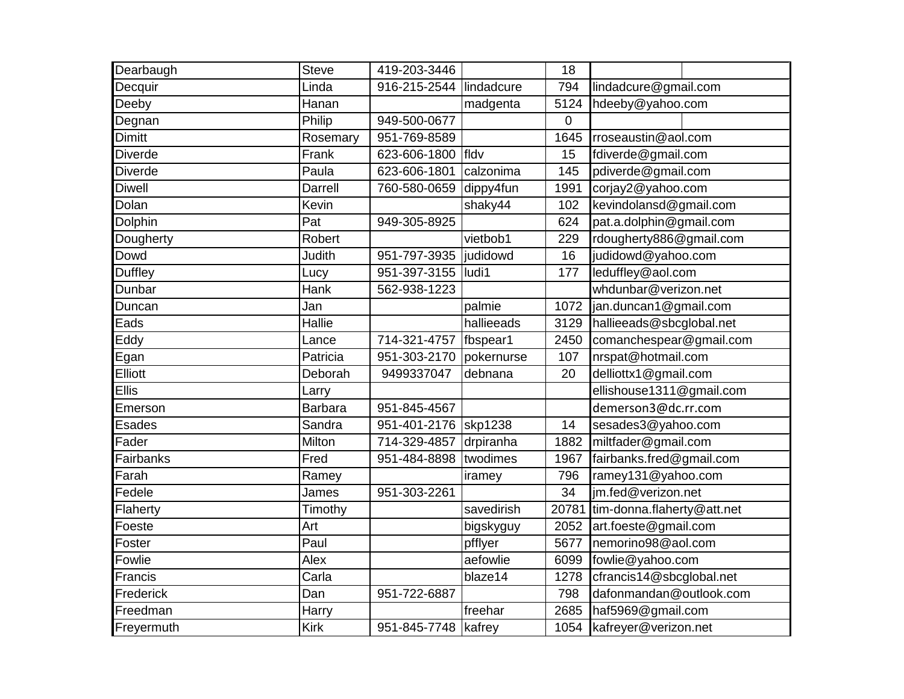| | | | | | |
|---|---|---|---|---|---|
| Dearbaugh | Steve | 419-203-3446 | | 18 | |
| Decquir | Linda | 916-215-2544 | lindadcure | 794 | lindadcure@gmail.com |
| Deeby | Hanan | | madgenta | 5124 | hdeeby@yahoo.com |
| Degnan | Philip | 949-500-0677 | | 0 | |
| Dimitt | Rosemary | 951-769-8589 | | 1645 | rroseaustin@aol.com |
| Diverde | Frank | 623-606-1800 | fldv | 15 | fdiverde@gmail.com |
| Diverde | Paula | 623-606-1801 | calzonima | 145 | pdiverde@gmail.com |
| Diwell | Darrell | 760-580-0659 | dippy4fun | 1991 | corjay2@yahoo.com |
| Dolan | Kevin | | shaky44 | 102 | kevindolansd@gmail.com |
| Dolphin | Pat | 949-305-8925 | | 624 | pat.a.dolphin@gmail.com |
| Dougherty | Robert | | vietbob1 | 229 | rdougherty886@gmail.com |
| Dowd | Judith | 951-797-3935 | judidowd | 16 | judidowd@yahoo.com |
| Duffley | Lucy | 951-397-3155 | ludi1 | 177 | leduffley@aol.com |
| Dunbar | Hank | 562-938-1223 | | | whdunbar@verizon.net |
| Duncan | Jan | | palmie | 1072 | jan.duncan1@gmail.com |
| Eads | Hallie | | hallieeads | 3129 | hallieeads@sbcglobal.net |
| Eddy | Lance | 714-321-4757 | fbspear1 | 2450 | comanchespear@gmail.com |
| Egan | Patricia | 951-303-2170 | pokernurse | 107 | nrspat@hotmail.com |
| Elliott | Deborah | 9499337047 | debnana | 20 | delliottx1@gmail.com |
| Ellis | Larry | | | | ellishouse1311@gmail.com |
| Emerson | Barbara | 951-845-4567 | | | demerson3@dc.rr.com |
| Esades | Sandra | 951-401-2176 | skp1238 | 14 | sesades3@yahoo.com |
| Fader | Milton | 714-329-4857 | drpiranha | 1882 | miltfader@gmail.com |
| Fairbanks | Fred | 951-484-8898 | twodimes | 1967 | fairbanks.fred@gmail.com |
| Farah | Ramey | | iramey | 796 | ramey131@yahoo.com |
| Fedele | James | 951-303-2261 | | 34 | jm.fed@verizon.net |
| Flaherty | Timothy | | savedirish | 20781 | tim-donna.flaherty@att.net |
| Foeste | Art | | bigskyguy | 2052 | art.foeste@gmail.com |
| Foster | Paul | | pfflyer | 5677 | nemorino98@aol.com |
| Fowlie | Alex | | aefowlie | 6099 | fowlie@yahoo.com |
| Francis | Carla | | blaze14 | 1278 | cfrancis14@sbcglobal.net |
| Frederick | Dan | 951-722-6887 | | 798 | dafonmandan@outlook.com |
| Freedman | Harry | | freehar | 2685 | haf5969@gmail.com |
| Freyermuth | Kirk | 951-845-7748 | kafrey | 1054 | kafreyer@verizon.net |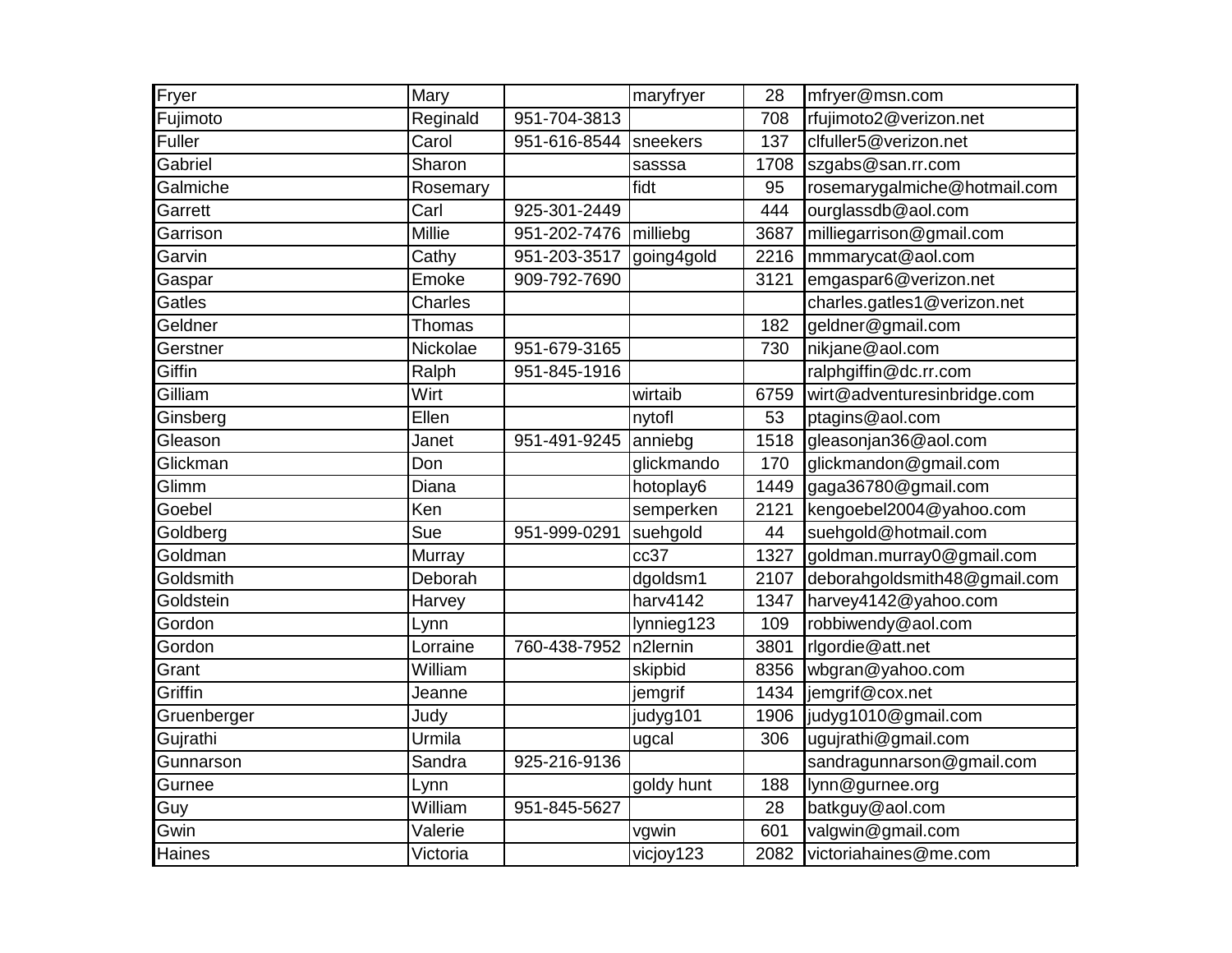| Fryer | Mary | | maryfryer | 28 | mfryer@msn.com |
|---|---|---|---|---|---|
| Fujimoto | Reginald | 951-704-3813 | | 708 | rfujimoto2@verizon.net |
| Fuller | Carol | 951-616-8544 | sneekers | 137 | clfuller5@verizon.net |
| Gabriel | Sharon | | sasssa | 1708 | szgabs@san.rr.com |
| Galmiche | Rosemary | | fidt | 95 | rosemarygalmiche@hotmail.com |
| Garrett | Carl | 925-301-2449 | | 444 | ourglassdb@aol.com |
| Garrison | Millie | 951-202-7476 | milliebg | 3687 | milliegarrison@gmail.com |
| Garvin | Cathy | 951-203-3517 | going4gold | 2216 | mmmarycat@aol.com |
| Gaspar | Emoke | 909-792-7690 | | 3121 | emgaspar6@verizon.net |
| Gatles | Charles | | | | charles.gatles1@verizon.net |
| Geldner | Thomas | | | 182 | geldner@gmail.com |
| Gerstner | Nickolae | 951-679-3165 | | 730 | nikjane@aol.com |
| Giffin | Ralph | 951-845-1916 | | | ralphgiffin@dc.rr.com |
| Gilliam | Wirt | | wirtaib | 6759 | wirt@adventuresinbridge.com |
| Ginsberg | Ellen | | nytofl | 53 | ptagins@aol.com |
| Gleason | Janet | 951-491-9245 | anniebg | 1518 | gleasonjan36@aol.com |
| Glickman | Don | | glickmando | 170 | glickmandon@gmail.com |
| Glimm | Diana | | hotoplay6 | 1449 | gaga36780@gmail.com |
| Goebel | Ken | | semperken | 2121 | kengoebel2004@yahoo.com |
| Goldberg | Sue | 951-999-0291 | suehgold | 44 | suehgold@hotmail.com |
| Goldman | Murray | | cc37 | 1327 | goldman.murray0@gmail.com |
| Goldsmith | Deborah | | dgoldsm1 | 2107 | deborahgoldsmith48@gmail.com |
| Goldstein | Harvey | | harv4142 | 1347 | harvey4142@yahoo.com |
| Gordon | Lynn | | lynnieg123 | 109 | robbiwendy@aol.com |
| Gordon | Lorraine | 760-438-7952 | n2lernin | 3801 | rlgordie@att.net |
| Grant | William | | skipbid | 8356 | wbgran@yahoo.com |
| Griffin | Jeanne | | jemgrif | 1434 | jemgrif@cox.net |
| Gruenberger | Judy | | judyg101 | 1906 | judyg1010@gmail.com |
| Gujrathi | Urmila | | ugcal | 306 | ugujrathi@gmail.com |
| Gunnarson | Sandra | 925-216-9136 | | | sandragunnarson@gmail.com |
| Gurnee | Lynn | | goldy hunt | 188 | lynn@gurnee.org |
| Guy | William | 951-845-5627 | | 28 | batkguy@aol.com |
| Gwin | Valerie | | vgwin | 601 | valgwin@gmail.com |
| Haines | Victoria | | vicjoy123 | 2082 | victoriahaines@me.com |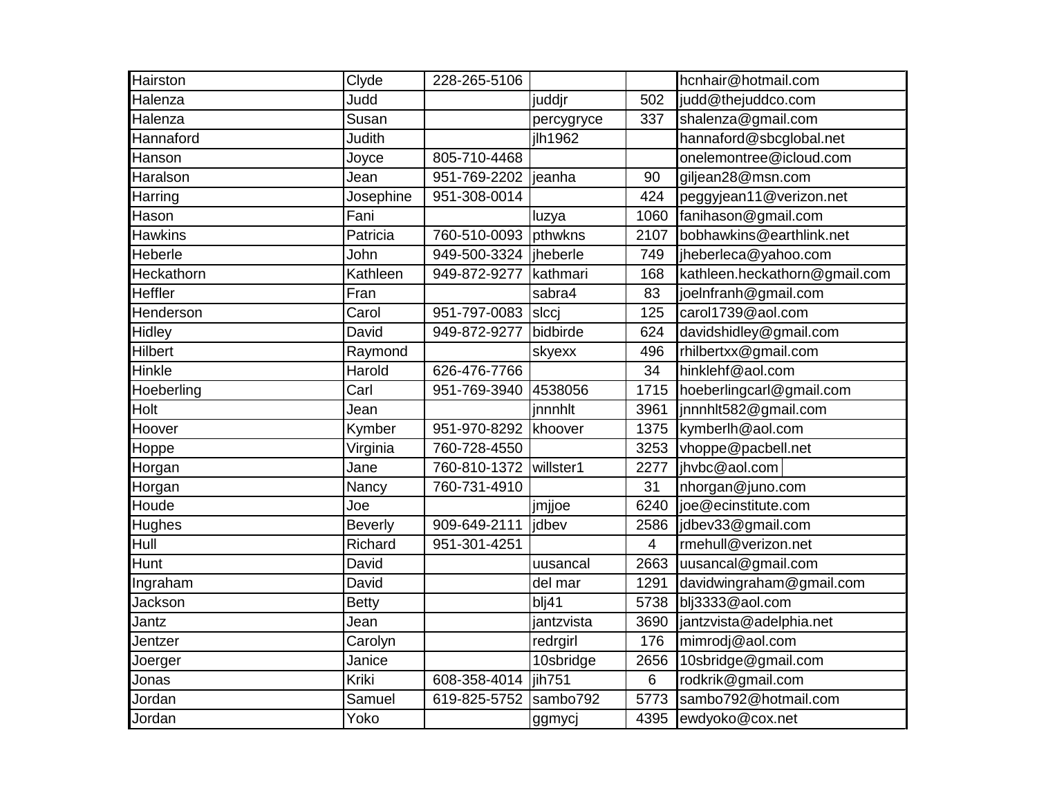| Hairston | Clyde | 228-265-5106 | | | hcnhair@hotmail.com |
|---|---|---|---|---|---|
| Halenza | Judd | | juddjr | 502 | judd@thejuddco.com |
| Halenza | Susan | | percygryce | 337 | shalenza@gmail.com |
| Hannaford | Judith | | jlh1962 | | hannaford@sbcglobal.net |
| Hanson | Joyce | 805-710-4468 | | | onelemontree@icloud.com |
| Haralson | Jean | 951-769-2202 | jeanha | 90 | giljean28@msn.com |
| Harring | Josephine | 951-308-0014 | | 424 | peggyjean11@verizon.net |
| Hason | Fani | | luzya | 1060 | fanihason@gmail.com |
| Hawkins | Patricia | 760-510-0093 | pthwkns | 2107 | bobhawkins@earthlink.net |
| Heberle | John | 949-500-3324 | jheberle | 749 | jheberleca@yahoo.com |
| Heckathorn | Kathleen | 949-872-9277 | kathmari | 168 | kathleen.heckathorn@gmail.com |
| Heffler | Fran | | sabra4 | 83 | joelnfranh@gmail.com |
| Henderson | Carol | 951-797-0083 | slccj | 125 | carol1739@aol.com |
| Hidley | David | 949-872-9277 | bidbirde | 624 | davidshidley@gmail.com |
| Hilbert | Raymond | | skyexx | 496 | rhilbertxx@gmail.com |
| Hinkle | Harold | 626-476-7766 | | 34 | hinklehf@aol.com |
| Hoeberling | Carl | 951-769-3940 | 4538056 | 1715 | hoeberlingcarl@gmail.com |
| Holt | Jean | | jnnnhlt | 3961 | jnnnhlt582@gmail.com |
| Hoover | Kymber | 951-970-8292 | khoover | 1375 | kymberlh@aol.com |
| Hoppe | Virginia | 760-728-4550 | | 3253 | vhoppe@pacbell.net |
| Horgan | Jane | 760-810-1372 | willster1 | 2277 | jhvbc@aol.com |
| Horgan | Nancy | 760-731-4910 | | 31 | nhorgan@juno.com |
| Houde | Joe | | jmjjoe | 6240 | joe@ecinstitute.com |
| Hughes | Beverly | 909-649-2111 | jdbev | 2586 | jdbev33@gmail.com |
| Hull | Richard | 951-301-4251 | | 4 | rmehull@verizon.net |
| Hunt | David | | uusancal | 2663 | uusancal@gmail.com |
| Ingraham | David | | del mar | 1291 | davidwingraham@gmail.com |
| Jackson | Betty | | blj41 | 5738 | blj3333@aol.com |
| Jantz | Jean | | jantzvista | 3690 | jantzvista@adelphia.net |
| Jentzer | Carolyn | | redrgirl | 176 | mimrodj@aol.com |
| Joerger | Janice | | 10sbridge | 2656 | 10sbridge@gmail.com |
| Jonas | Kriki | 608-358-4014 | jih751 | 6 | rodkrik@gmail.com |
| Jordan | Samuel | 619-825-5752 | sambo792 | 5773 | sambo792@hotmail.com |
| Jordan | Yoko | | ggmycj | 4395 | ewdyoko@cox.net |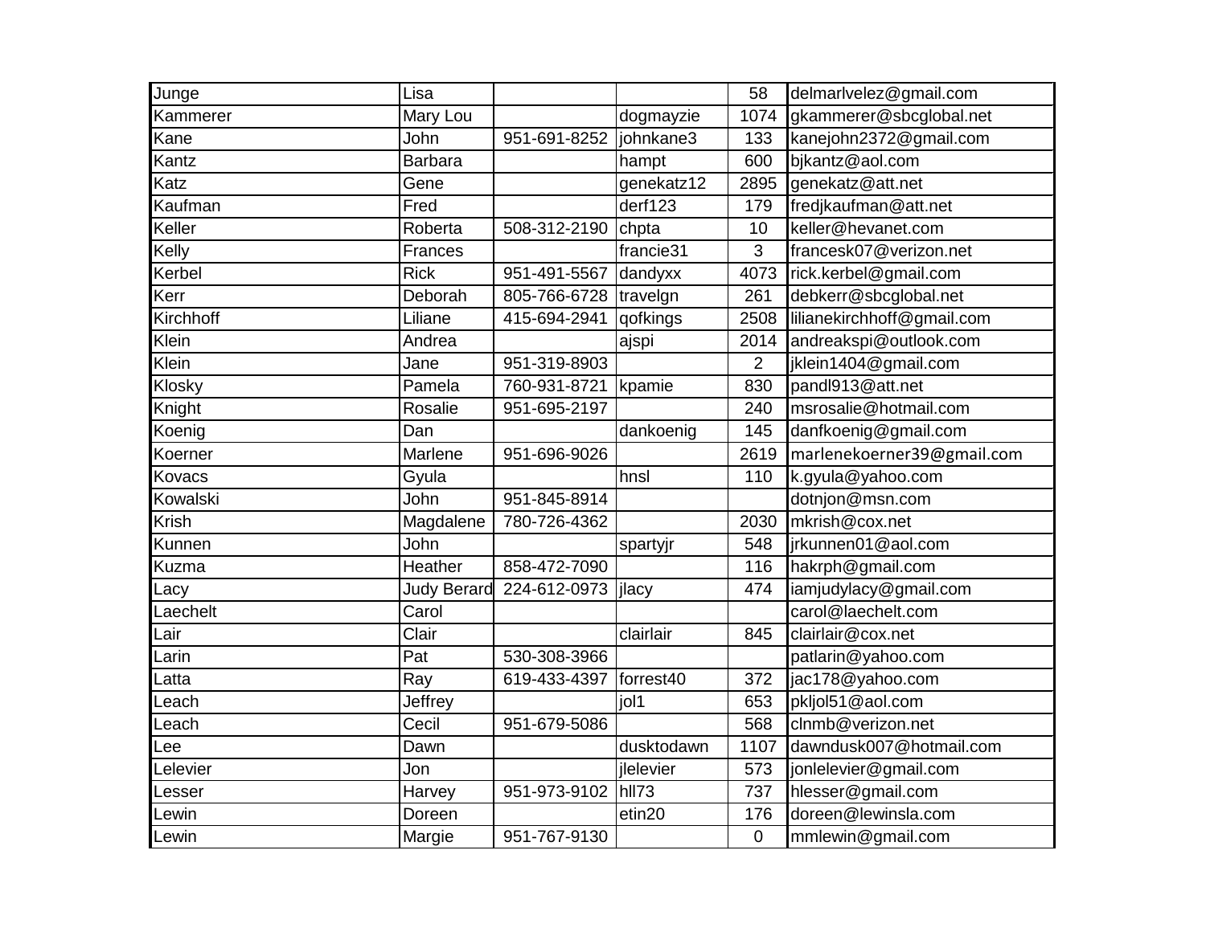| | | | | | |
|---|---|---|---|---|---|
| Junge | Lisa | | | 58 | delmarlvelez@gmail.com |
| Kammerer | Mary Lou | | dogmayzie | 1074 | gkammerer@sbcglobal.net |
| Kane | John | 951-691-8252 | johnkane3 | 133 | kanejohn2372@gmail.com |
| Kantz | Barbara | | hampt | 600 | bjkantz@aol.com |
| Katz | Gene | | genekatz12 | 2895 | genekatz@att.net |
| Kaufman | Fred | | derf123 | 179 | fredjkaufman@att.net |
| Keller | Roberta | 508-312-2190 | chpta | 10 | keller@hevanet.com |
| Kelly | Frances | | francie31 | 3 | francesk07@verizon.net |
| Kerbel | Rick | 951-491-5567 | dandyxx | 4073 | rick.kerbel@gmail.com |
| Kerr | Deborah | 805-766-6728 | travelgn | 261 | debkerr@sbcglobal.net |
| Kirchhoff | Liliane | 415-694-2941 | qofkings | 2508 | lilianekirchhoff@gmail.com |
| Klein | Andrea | | ajspi | 2014 | andreakspi@outlook.com |
| Klein | Jane | 951-319-8903 | | 2 | jklein1404@gmail.com |
| Klosky | Pamela | 760-931-8721 | kpamie | 830 | pandl913@att.net |
| Knight | Rosalie | 951-695-2197 | | 240 | msrosalie@hotmail.com |
| Koenig | Dan | | dankoenig | 145 | danfkoenig@gmail.com |
| Koerner | Marlene | 951-696-9026 | | 2619 | marlenekoerner39@gmail.com |
| Kovacs | Gyula | | hnsl | 110 | k.gyula@yahoo.com |
| Kowalski | John | 951-845-8914 | | | dotnjon@msn.com |
| Krish | Magdalene | 780-726-4362 | | 2030 | mkrish@cox.net |
| Kunnen | John | | spartyjr | 548 | jrkunnen01@aol.com |
| Kuzma | Heather | 858-472-7090 | | 116 | hakrph@gmail.com |
| Lacy | Judy Berard | 224-612-0973 | jlacy | 474 | iamjudylacy@gmail.com |
| Laechelt | Carol | | | | carol@laechelt.com |
| Lair | Clair | | clairlair | 845 | clairlair@cox.net |
| Larin | Pat | 530-308-3966 | | | patlarin@yahoo.com |
| Latta | Ray | 619-433-4397 | forrest40 | 372 | jac178@yahoo.com |
| Leach | Jeffrey | | jol1 | 653 | pkljol51@aol.com |
| Leach | Cecil | 951-679-5086 | | 568 | clnmb@verizon.net |
| Lee | Dawn | | dusktodawn | 1107 | dawndusk007@hotmail.com |
| Lelevier | Jon | | jlelevier | 573 | jonlelevier@gmail.com |
| Lesser | Harvey | 951-973-9102 | hll73 | 737 | hlesser@gmail.com |
| Lewin | Doreen | | etin20 | 176 | doreen@lewinsla.com |
| Lewin | Margie | 951-767-9130 | | 0 | mmlewin@gmail.com |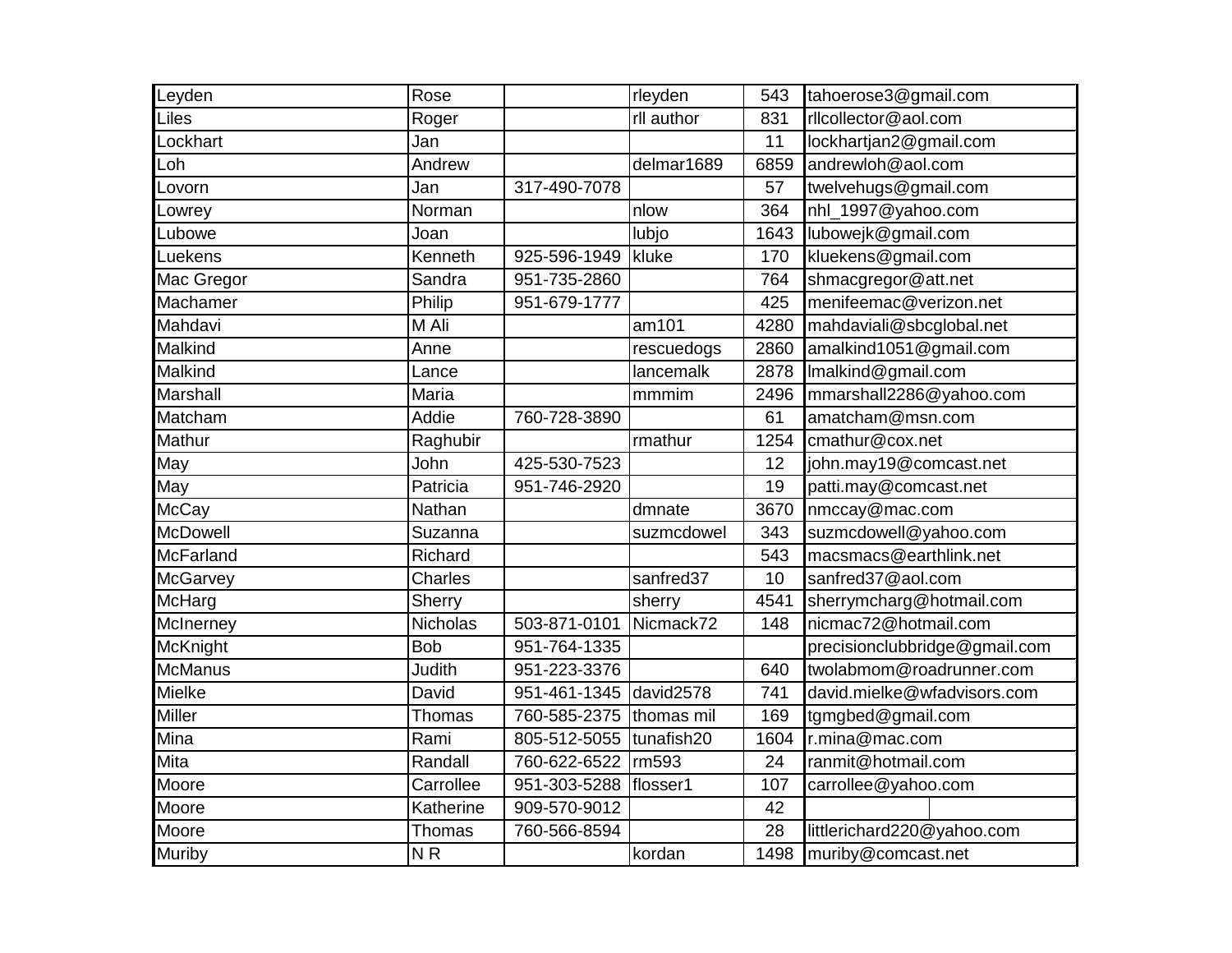| | | | | | |
|---|---|---|---|---|---|
| Leyden | Rose | | rleyden | 543 | tahoerose3@gmail.com |
| Liles | Roger | | rll author | 831 | rllcollector@aol.com |
| Lockhart | Jan | | | 11 | lockhartjan2@gmail.com |
| Loh | Andrew | | delmar1689 | 6859 | andrewloh@aol.com |
| Lovorn | Jan | 317-490-7078 | | 57 | twelvehugs@gmail.com |
| Lowrey | Norman | | nlow | 364 | nhl_1997@yahoo.com |
| Lubowe | Joan | | lubjo | 1643 | lubowejk@gmail.com |
| Luekens | Kenneth | 925-596-1949 | kluke | 170 | kluekens@gmail.com |
| Mac Gregor | Sandra | 951-735-2860 | | 764 | shmacgregor@att.net |
| Machamer | Philip | 951-679-1777 | | 425 | menifeemac@verizon.net |
| Mahdavi | M Ali | | am101 | 4280 | mahdaviali@sbcglobal.net |
| Malkind | Anne | | rescuedogs | 2860 | amalkind1051@gmail.com |
| Malkind | Lance | | lancemalk | 2878 | lmalkind@gmail.com |
| Marshall | Maria | | mmmim | 2496 | mmarshall2286@yahoo.com |
| Matcham | Addie | 760-728-3890 | | 61 | amatcham@msn.com |
| Mathur | Raghubir | | rmathur | 1254 | cmathur@cox.net |
| May | John | 425-530-7523 | | 12 | john.may19@comcast.net |
| May | Patricia | 951-746-2920 | | 19 | patti.may@comcast.net |
| McCay | Nathan | | dmnate | 3670 | nmccay@mac.com |
| McDowell | Suzanna | | suzmcdowel | 343 | suzmcdowell@yahoo.com |
| McFarland | Richard | | | 543 | macsmacs@earthlink.net |
| McGarvey | Charles | | sanfred37 | 10 | sanfred37@aol.com |
| McHarg | Sherry | | sherry | 4541 | sherrymcharg@hotmail.com |
| McInerney | Nicholas | 503-871-0101 | Nicmack72 | 148 | nicmac72@hotmail.com |
| McKnight | Bob | 951-764-1335 | | | precisionclubbridge@gmail.com |
| McManus | Judith | 951-223-3376 | | 640 | twolabmom@roadrunner.com |
| Mielke | David | 951-461-1345 | david2578 | 741 | david.mielke@wfadvisors.com |
| Miller | Thomas | 760-585-2375 | thomas mil | 169 | tgmgbed@gmail.com |
| Mina | Rami | 805-512-5055 | tunafish20 | 1604 | r.mina@mac.com |
| Mita | Randall | 760-622-6522 | rm593 | 24 | ranmit@hotmail.com |
| Moore | Carrollee | 951-303-5288 | flosser1 | 107 | carrollee@yahoo.com |
| Moore | Katherine | 909-570-9012 | | 42 | |
| Moore | Thomas | 760-566-8594 | | 28 | littlerichard220@yahoo.com |
| Muriby | N R | | kordan | 1498 | muriby@comcast.net |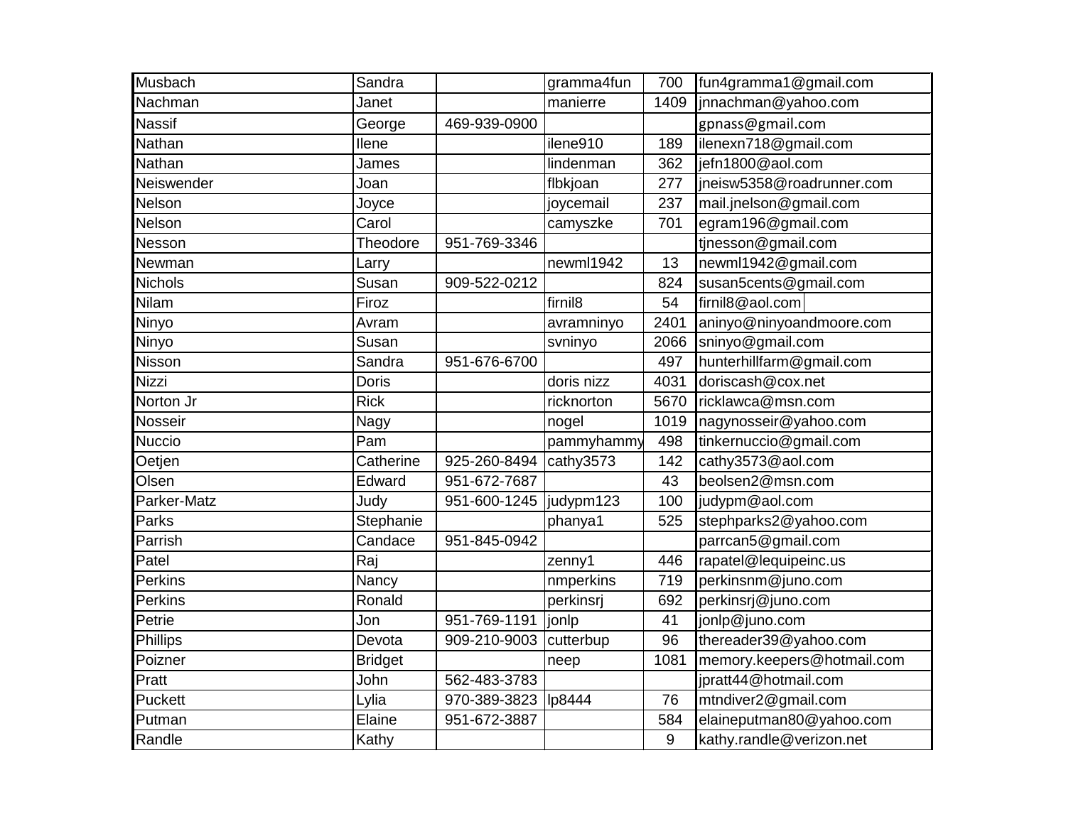| | | | | | |
|---|---|---|---|---|---|
| Musbach | Sandra | | gramma4fun | 700 | fun4gramma1@gmail.com |
| Nachman | Janet | | manierre | 1409 | jnnachman@yahoo.com |
| Nassif | George | 469-939-0900 | | | gpnass@gmail.com |
| Nathan | Ilene | | ilene910 | 189 | ilenexn718@gmail.com |
| Nathan | James | | lindenman | 362 | jefn1800@aol.com |
| Neiswender | Joan | | flbkjoan | 277 | jneisw5358@roadrunner.com |
| Nelson | Joyce | | joycemail | 237 | mail.jnelson@gmail.com |
| Nelson | Carol | | camyszke | 701 | egram196@gmail.com |
| Nesson | Theodore | 951-769-3346 | | | tjnesson@gmail.com |
| Newman | Larry | | newml1942 | 13 | newml1942@gmail.com |
| Nichols | Susan | 909-522-0212 | | 824 | susan5cents@gmail.com |
| Nilam | Firoz | | firnil8 | 54 | firnil8@aol.com |
| Ninyo | Avram | | avramninyo | 2401 | aninyo@ninyoandmoore.com |
| Ninyo | Susan | | svninyo | 2066 | sninyo@gmail.com |
| Nisson | Sandra | 951-676-6700 | | 497 | hunterhillfarm@gmail.com |
| Nizzi | Doris | | doris nizz | 4031 | doriscash@cox.net |
| Norton Jr | Rick | | ricknorton | 5670 | ricklawca@msn.com |
| Nosseir | Nagy | | nogel | 1019 | nagynosseir@yahoo.com |
| Nuccio | Pam | | pammyhammy | 498 | tinkernuccio@gmail.com |
| Oetjen | Catherine | 925-260-8494 | cathy3573 | 142 | cathy3573@aol.com |
| Olsen | Edward | 951-672-7687 | | 43 | beolsen2@msn.com |
| Parker-Matz | Judy | 951-600-1245 | judypm123 | 100 | judypm@aol.com |
| Parks | Stephanie | | phanya1 | 525 | stephparks2@yahoo.com |
| Parrish | Candace | 951-845-0942 | | | parrcan5@gmail.com |
| Patel | Raj | | zenny1 | 446 | rapatel@lequipeinc.us |
| Perkins | Nancy | | nmperkins | 719 | perkinsnm@juno.com |
| Perkins | Ronald | | perkinsrj | 692 | perkinsrj@juno.com |
| Petrie | Jon | 951-769-1191 | jonlp | 41 | jonlp@juno.com |
| Phillips | Devota | 909-210-9003 | cutterbup | 96 | thereader39@yahoo.com |
| Poizner | Bridget | | neep | 1081 | memory.keepers@hotmail.com |
| Pratt | John | 562-483-3783 | | | jpratt44@hotmail.com |
| Puckett | Lylia | 970-389-3823 | lp8444 | 76 | mtndiver2@gmail.com |
| Putman | Elaine | 951-672-3887 | | 584 | elaineputman80@yahoo.com |
| Randle | Kathy | | | 9 | kathy.randle@verizon.net |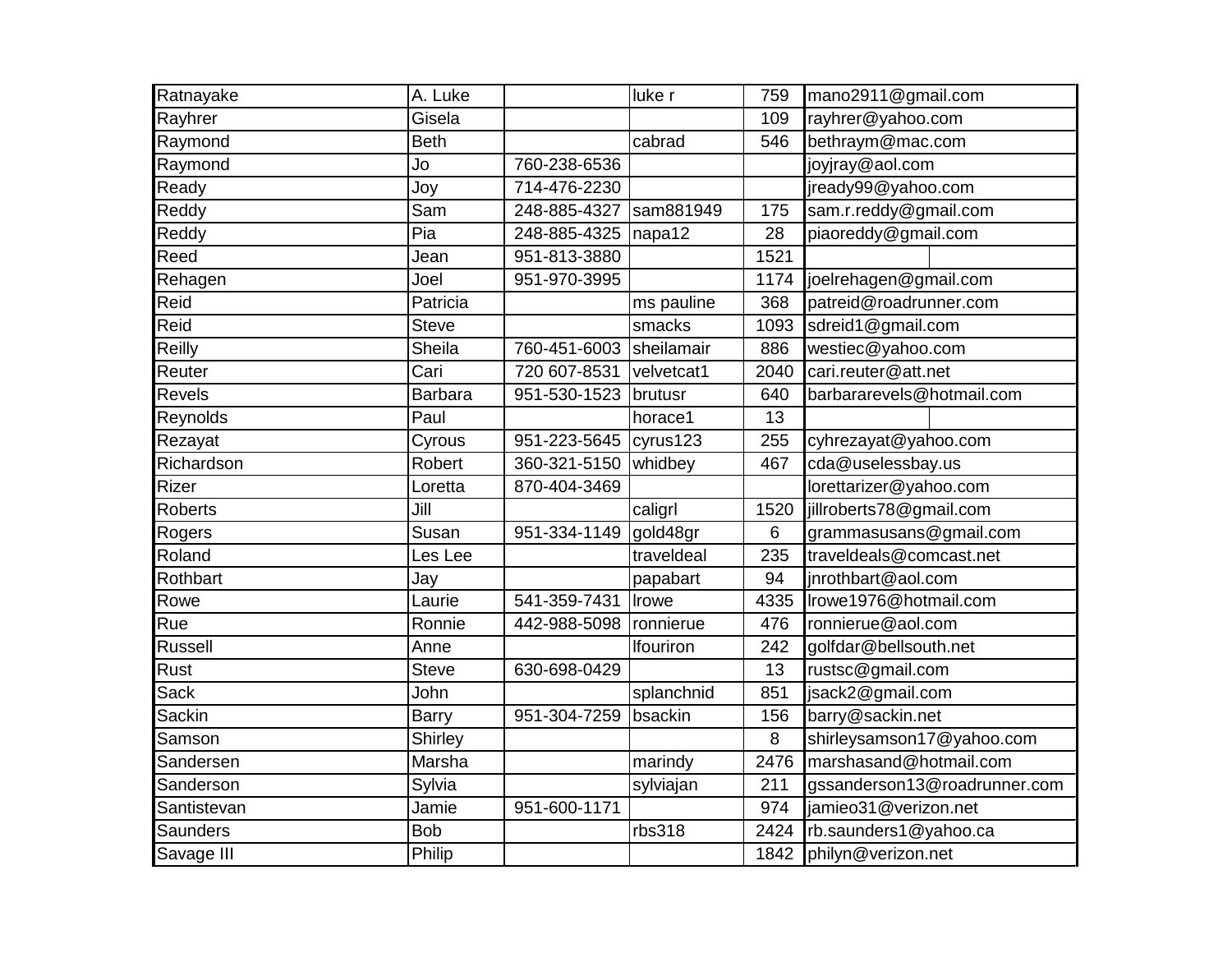| | | | | | |
|---|---|---|---|---|---|
| Ratnayake | A. Luke | | luke r | 759 | mano2911@gmail.com |
| Rayhrer | Gisela | | | 109 | rayhrer@yahoo.com |
| Raymond | Beth | | cabrad | 546 | bethraym@mac.com |
| Raymond | Jo | 760-238-6536 | | | joyjray@aol.com |
| Ready | Joy | 714-476-2230 | | | jready99@yahoo.com |
| Reddy | Sam | 248-885-4327 | sam881949 | 175 | sam.r.reddy@gmail.com |
| Reddy | Pia | 248-885-4325 | napa12 | 28 | piaoreddy@gmail.com |
| Reed | Jean | 951-813-3880 | | 1521 | |
| Rehagen | Joel | 951-970-3995 | | 1174 | joelrehagen@gmail.com |
| Reid | Patricia | | ms pauline | 368 | patreid@roadrunner.com |
| Reid | Steve | | smacks | 1093 | sdreid1@gmail.com |
| Reilly | Sheila | 760-451-6003 | sheilamair | 886 | westiec@yahoo.com |
| Reuter | Cari | 720 607-8531 | velvetcat1 | 2040 | cari.reuter@att.net |
| Revels | Barbara | 951-530-1523 | brutusr | 640 | barbararevels@hotmail.com |
| Reynolds | Paul | | horace1 | 13 | |
| Rezayat | Cyrous | 951-223-5645 | cyrus123 | 255 | cyhrezayat@yahoo.com |
| Richardson | Robert | 360-321-5150 | whidbey | 467 | cda@uselessbay.us |
| Rizer | Loretta | 870-404-3469 | | | lorettarizer@yahoo.com |
| Roberts | Jill | | caligrl | 1520 | jillroberts78@gmail.com |
| Rogers | Susan | 951-334-1149 | gold48gr | 6 | grammasusans@gmail.com |
| Roland | Les Lee | | traveldeal | 235 | traveldeals@comcast.net |
| Rothbart | Jay | | papabart | 94 | jnrothbart@aol.com |
| Rowe | Laurie | 541-359-7431 | lrowe | 4335 | lrowe1976@hotmail.com |
| Rue | Ronnie | 442-988-5098 | ronnierue | 476 | ronnierue@aol.com |
| Russell | Anne | | lfouriron | 242 | golfdar@bellsouth.net |
| Rust | Steve | 630-698-0429 | | 13 | rustsc@gmail.com |
| Sack | John | | splanchnid | 851 | jsack2@gmail.com |
| Sackin | Barry | 951-304-7259 | bsackin | 156 | barry@sackin.net |
| Samson | Shirley | | | 8 | shirleysamson17@yahoo.com |
| Sandersen | Marsha | | marindy | 2476 | marshasand@hotmail.com |
| Sanderson | Sylvia | | sylviajan | 211 | gssanderson13@roadrunner.com |
| Santistevan | Jamie | 951-600-1171 | | 974 | jamieo31@verizon.net |
| Saunders | Bob | | rbs318 | 2424 | rb.saunders1@yahoo.ca |
| Savage III | Philip | | | 1842 | philyn@verizon.net |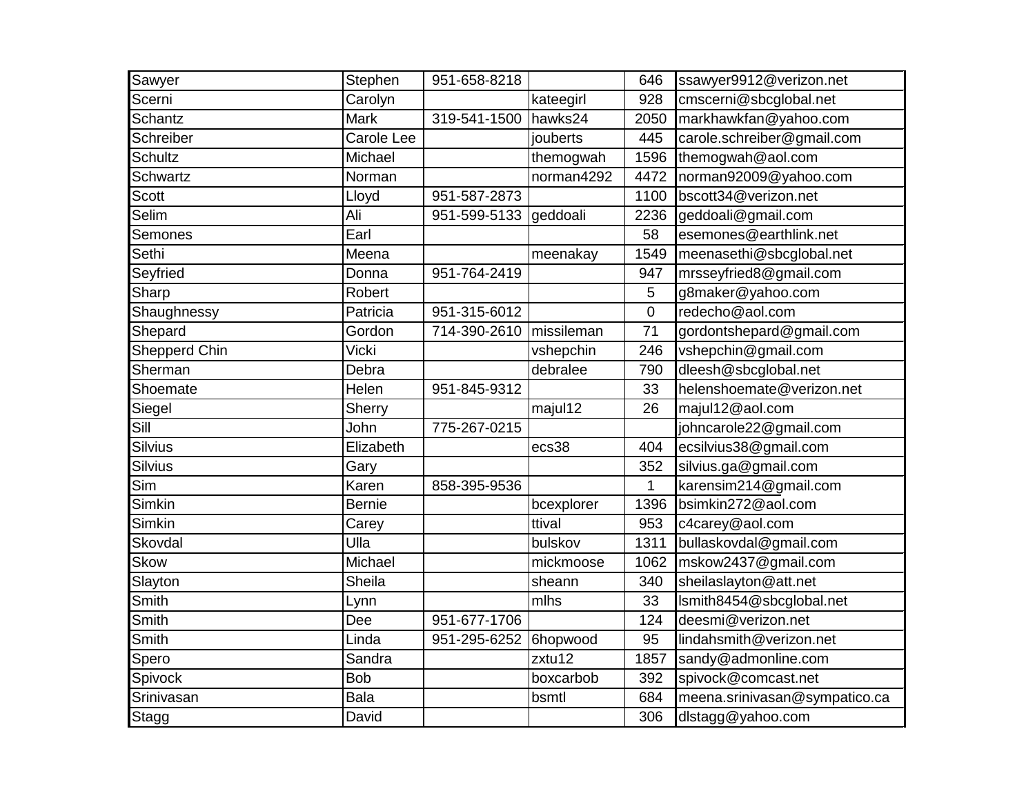| | | | | | |
|---|---|---|---|---|---|
| Sawyer | Stephen | 951-658-8218 | | 646 | ssawyer9912@verizon.net |
| Scerni | Carolyn | | kateegirl | 928 | cmscerni@sbcglobal.net |
| Schantz | Mark | 319-541-1500 | hawks24 | 2050 | markhawkfan@yahoo.com |
| Schreiber | Carole Lee | | jouberts | 445 | carole.schreiber@gmail.com |
| Schultz | Michael | | themogwah | 1596 | themogwah@aol.com |
| Schwartz | Norman | | norman4292 | 4472 | norman92009@yahoo.com |
| Scott | Lloyd | 951-587-2873 | | 1100 | bscott34@verizon.net |
| Selim | Ali | 951-599-5133 | geddoali | 2236 | geddoali@gmail.com |
| Semones | Earl | | | 58 | esemones@earthlink.net |
| Sethi | Meena | | meenakay | 1549 | meenasethi@sbcglobal.net |
| Seyfried | Donna | 951-764-2419 | | 947 | mrsseyfried8@gmail.com |
| Sharp | Robert | | | 5 | g8maker@yahoo.com |
| Shaughnessy | Patricia | 951-315-6012 | | 0 | redecho@aol.com |
| Shepard | Gordon | 714-390-2610 | missileman | 71 | gordontshepard@gmail.com |
| Shepperd Chin | Vicki | | vshepchin | 246 | vshepchin@gmail.com |
| Sherman | Debra | | debralee | 790 | dleesh@sbcglobal.net |
| Shoemate | Helen | 951-845-9312 | | 33 | helenshoemate@verizon.net |
| Siegel | Sherry | | majul12 | 26 | majul12@aol.com |
| Sill | John | 775-267-0215 | | | johncarole22@gmail.com |
| Silvius | Elizabeth | | ecs38 | 404 | ecsilvius38@gmail.com |
| Silvius | Gary | | | 352 | silvius.ga@gmail.com |
| Sim | Karen | 858-395-9536 | | 1 | karensim214@gmail.com |
| Simkin | Bernie | | bcexplorer | 1396 | bsimkin272@aol.com |
| Simkin | Carey | | ttival | 953 | c4carey@aol.com |
| Skovdal | Ulla | | bulskov | 1311 | bullaskovdal@gmail.com |
| Skow | Michael | | mickmoose | 1062 | mskow2437@gmail.com |
| Slayton | Sheila | | sheann | 340 | sheilaslayton@att.net |
| Smith | Lynn | | mlhs | 33 | lsmith8454@sbcglobal.net |
| Smith | Dee | 951-677-1706 | | 124 | deesmi@verizon.net |
| Smith | Linda | 951-295-6252 | 6hopwood | 95 | lindahsmith@verizon.net |
| Spero | Sandra | | zxtu12 | 1857 | sandy@admonline.com |
| Spivock | Bob | | boxcarbob | 392 | spivock@comcast.net |
| Srinivasan | Bala | | bsmtl | 684 | meena.srinivasan@sympatico.ca |
| Stagg | David | | | 306 | dlstagg@yahoo.com |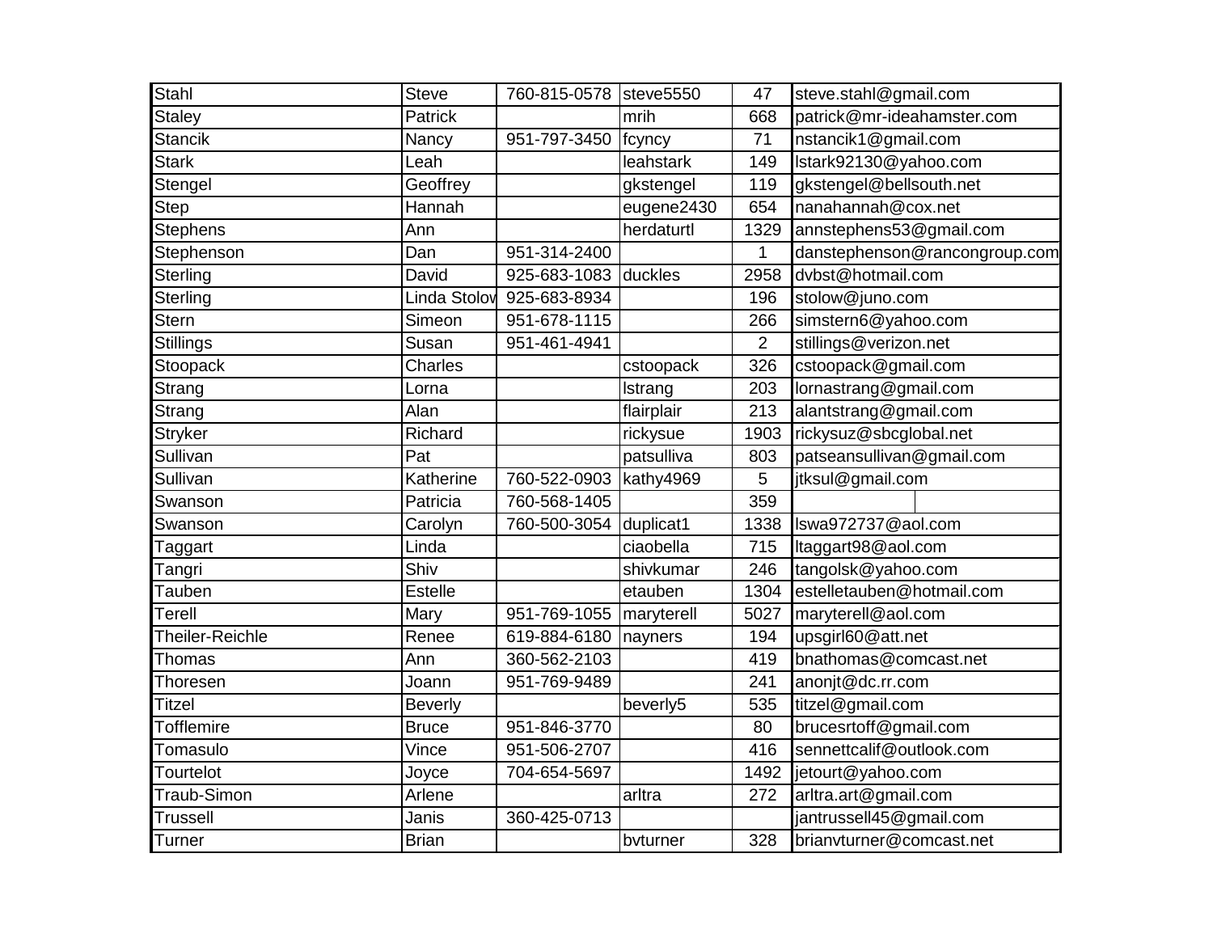| Stahl | Steve | 760-815-0578 | steve5550 | 47 | steve.stahl@gmail.com |
|---|---|---|---|---|---|
| Staley | Patrick | | mrih | 668 | patrick@mr-ideahamster.com |
| Stancik | Nancy | 951-797-3450 | fcyncy | 71 | nstancik1@gmail.com |
| Stark | Leah | | leahstark | 149 | lstark92130@yahoo.com |
| Stengel | Geoffrey | | gkstengel | 119 | gkstengel@bellsouth.net |
| Step | Hannah | | eugene2430 | 654 | nanahannah@cox.net |
| Stephens | Ann | | herdaturtl | 1329 | annstephens53@gmail.com |
| Stephenson | Dan | 951-314-2400 | | 1 | danstephenson@rancongroup.com |
| Sterling | David | 925-683-1083 | duckles | 2958 | dvbst@hotmail.com |
| Sterling | Linda Stolov | 925-683-8934 | | 196 | stolow@juno.com |
| Stern | Simeon | 951-678-1115 | | 266 | simstern6@yahoo.com |
| Stillings | Susan | 951-461-4941 | | 2 | stillings@verizon.net |
| Stoopack | Charles | | cstoopack | 326 | cstoopack@gmail.com |
| Strang | Lorna | | lstrang | 203 | lornastrang@gmail.com |
| Strang | Alan | | flairplair | 213 | alantstrang@gmail.com |
| Stryker | Richard | | rickysue | 1903 | rickysuz@sbcglobal.net |
| Sullivan | Pat | | patsulliva | 803 | patseansullivan@gmail.com |
| Sullivan | Katherine | 760-522-0903 | kathy4969 | 5 | jtksul@gmail.com |
| Swanson | Patricia | 760-568-1405 | | 359 | |
| Swanson | Carolyn | 760-500-3054 | duplicat1 | 1338 | lswa972737@aol.com |
| Taggart | Linda | | ciaobella | 715 | ltaggart98@aol.com |
| Tangri | Shiv | | shivkumar | 246 | tangolsk@yahoo.com |
| Tauben | Estelle | | etauben | 1304 | estelletauben@hotmail.com |
| Terell | Mary | 951-769-1055 | maryterell | 5027 | maryterell@aol.com |
| Theiler-Reichle | Renee | 619-884-6180 | nayners | 194 | upsgirl60@att.net |
| Thomas | Ann | 360-562-2103 | | 419 | bnathomas@comcast.net |
| Thoresen | Joann | 951-769-9489 | | 241 | anonjt@dc.rr.com |
| Titzel | Beverly | | beverly5 | 535 | titzel@gmail.com |
| Tofflemire | Bruce | 951-846-3770 | | 80 | brucesrtoff@gmail.com |
| Tomasulo | Vince | 951-506-2707 | | 416 | sennettcalif@outlook.com |
| Tourtelot | Joyce | 704-654-5697 | | 1492 | jetourt@yahoo.com |
| Traub-Simon | Arlene | | arltra | 272 | arltra.art@gmail.com |
| Trussell | Janis | 360-425-0713 | | | jantrussell45@gmail.com |
| Turner | Brian | | bvturner | 328 | brianvturner@comcast.net |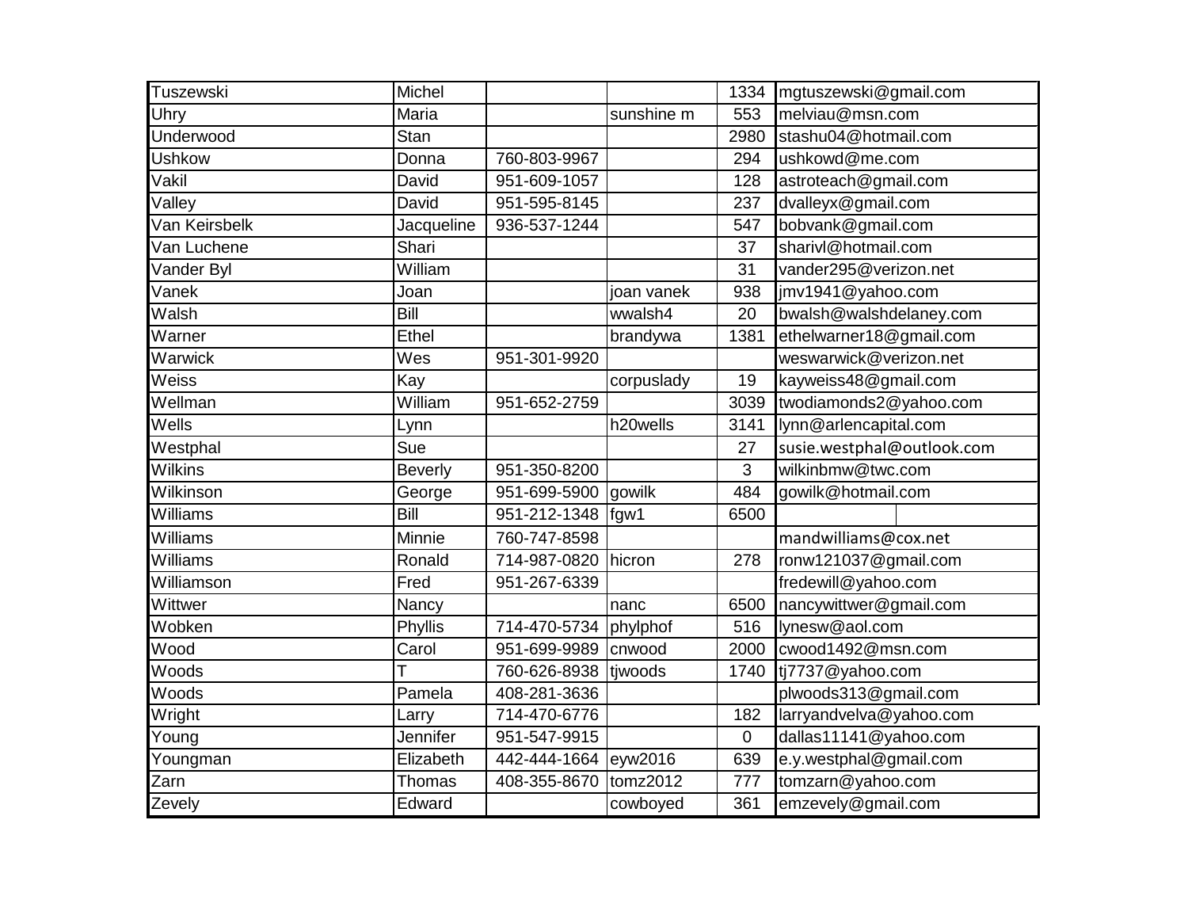| | | | | | |
|---|---|---|---|---|---|
| Tuszewski | Michel | | | 1334 | mgtuszewski@gmail.com |
| Uhry | Maria | | sunshine m | 553 | melviau@msn.com |
| Underwood | Stan | | | 2980 | stashu04@hotmail.com |
| Ushkow | Donna | 760-803-9967 | | 294 | ushkowd@me.com |
| Vakil | David | 951-609-1057 | | 128 | astroteach@gmail.com |
| Valley | David | 951-595-8145 | | 237 | dvalleyx@gmail.com |
| Van Keirsbelk | Jacqueline | 936-537-1244 | | 547 | bobvank@gmail.com |
| Van Luchene | Shari | | | 37 | sharivl@hotmail.com |
| Vander Byl | William | | | 31 | vander295@verizon.net |
| Vanek | Joan | | joan vanek | 938 | jmv1941@yahoo.com |
| Walsh | Bill | | wwalsh4 | 20 | bwalsh@walshdelaney.com |
| Warner | Ethel | | brandywa | 1381 | ethelwarner18@gmail.com |
| Warwick | Wes | 951-301-9920 | | | weswarwick@verizon.net |
| Weiss | Kay | | corpuslady | 19 | kayweiss48@gmail.com |
| Wellman | William | 951-652-2759 | | 3039 | twodiamonds2@yahoo.com |
| Wells | Lynn | | h20wells | 3141 | lynn@arlencapital.com |
| Westphal | Sue | | | 27 | susie.westphal@outlook.com |
| Wilkins | Beverly | 951-350-8200 | | 3 | wilkinbmw@twc.com |
| Wilkinson | George | 951-699-5900 | gowilk | 484 | gowilk@hotmail.com |
| Williams | Bill | 951-212-1348 | fgw1 | 6500 | |
| Williams | Minnie | 760-747-8598 | | | mandwilliams@cox.net |
| Williams | Ronald | 714-987-0820 | hicron | 278 | ronw121037@gmail.com |
| Williamson | Fred | 951-267-6339 | | | fredewill@yahoo.com |
| Wittwer | Nancy | | nanc | 6500 | nancywittwer@gmail.com |
| Wobken | Phyllis | 714-470-5734 | phylphof | 516 | lynesw@aol.com |
| Wood | Carol | 951-699-9989 | cnwood | 2000 | cwood1492@msn.com |
| Woods | T | 760-626-8938 | tjwoods | 1740 | tj7737@yahoo.com |
| Woods | Pamela | 408-281-3636 | | | plwoods313@gmail.com |
| Wright | Larry | 714-470-6776 | | 182 | larryandvelva@yahoo.com |
| Young | Jennifer | 951-547-9915 | | 0 | dallas11141@yahoo.com |
| Youngman | Elizabeth | 442-444-1664 | eyw2016 | 639 | e.y.westphal@gmail.com |
| Zarn | Thomas | 408-355-8670 | tomz2012 | 777 | tomzarn@yahoo.com |
| Zevely | Edward | | cowboyed | 361 | emzevely@gmail.com |